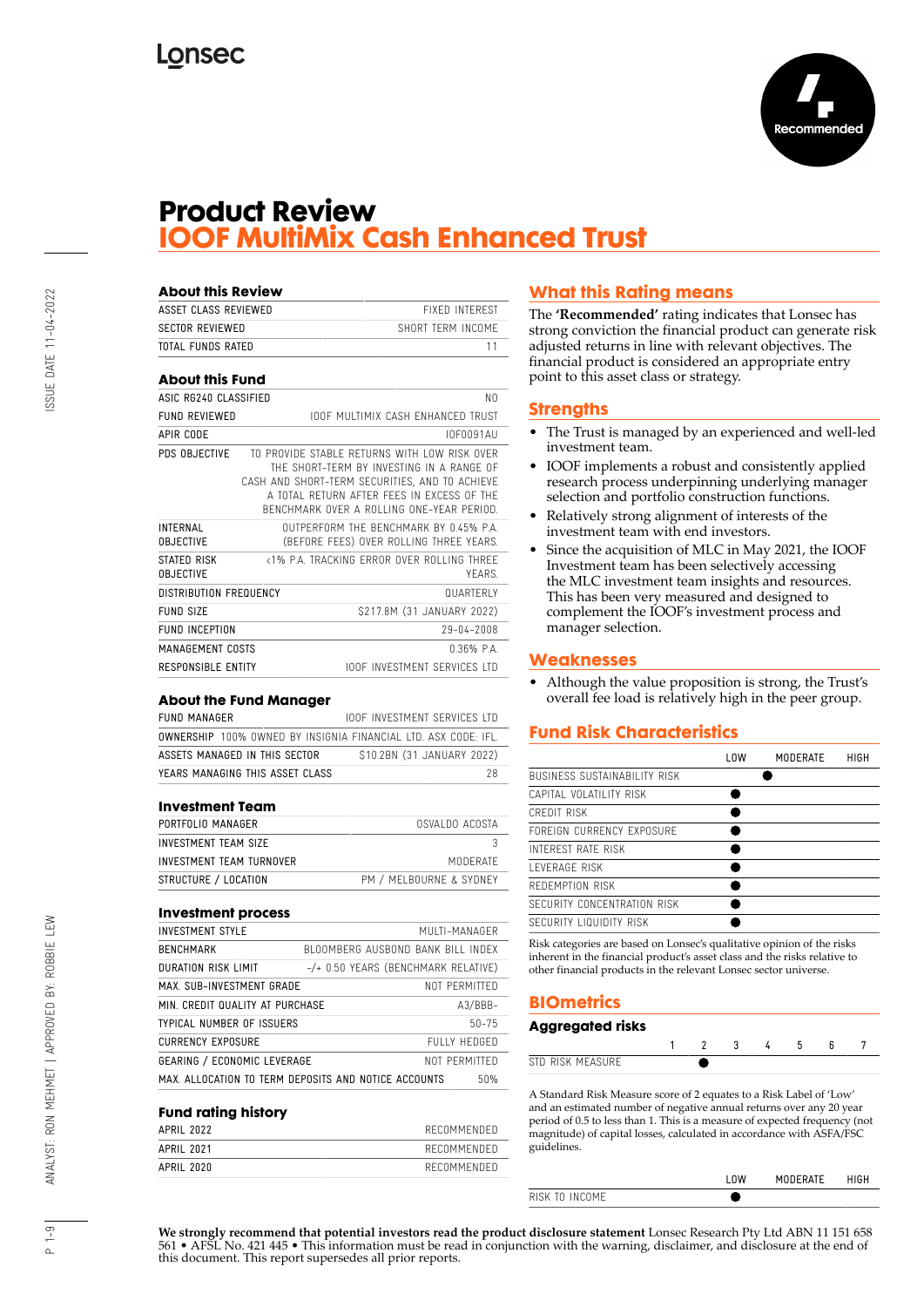# Product Review
## IOOF MultiMix Cash Enhanced Trust

Recommended

### About this Review

| | |
|---|---|
| ASSET CLASS REVIEWED | FIXED INTEREST |
| SECTOR REVIEWED | SHORT TERM INCOME |
| TOTAL FUNDS RATED | 11 |

### About this Fund

| | |
|---|---|
| ASIC RG240 CLASSIFIED | NO |
| FUND REVIEWED | IOOF MULTIMIX CASH ENHANCED TRUST |
| APIR CODE | IOF0091AU |
| PDS OBJECTIVE | TO PROVIDE STABLE RETURNS WITH LOW RISK OVER THE SHORT-TERM BY INVESTING IN A RANGE OF CASH AND SHORT-TERM SECURITIES, AND TO ACHIEVE A TOTAL RETURN AFTER FEES IN EXCESS OF THE BENCHMARK OVER A ROLLING ONE-YEAR PERIOD. |
| INTERNAL OBJECTIVE | OUTPERFORM THE BENCHMARK BY 0.45% P.A. (BEFORE FEES) OVER ROLLING THREE YEARS. |
| STATED RISK OBJECTIVE | <1% P.A. TRACKING ERROR OVER ROLLING THREE YEARS. |
| DISTRIBUTION FREQUENCY | QUARTERLY |
| FUND SIZE | $217.8M (31 JANUARY 2022) |
| FUND INCEPTION | 29-04-2008 |
| MANAGEMENT COSTS | 0.36% P.A. |
| RESPONSIBLE ENTITY | IOOF INVESTMENT SERVICES LTD |

### About the Fund Manager

| | |
|---|---|
| FUND MANAGER | IOOF INVESTMENT SERVICES LTD |
| OWNERSHIP | 100% OWNED BY INSIGNIA FINANCIAL LTD. ASX CODE: IFL. |
| ASSETS MANAGED IN THIS SECTOR | $10.2BN (31 JANUARY 2022) |
| YEARS MANAGING THIS ASSET CLASS | 28 |

### Investment Team

| | |
|---|---|
| PORTFOLIO MANAGER | OSVALDO ACOSTA |
| INVESTMENT TEAM SIZE | 3 |
| INVESTMENT TEAM TURNOVER | MODERATE |
| STRUCTURE / LOCATION | PM / MELBOURNE & SYDNEY |

### Investment process

| | |
|---|---|
| INVESTMENT STYLE | MULTI-MANAGER |
| BENCHMARK | BLOOMBERG AUSBOND BANK BILL INDEX |
| DURATION RISK LIMIT | -/+ 0.50 YEARS (BENCHMARK RELATIVE) |
| MAX. SUB-INVESTMENT GRADE | NOT PERMITTED |
| MIN. CREDIT QUALITY AT PURCHASE | A3/BBB- |
| TYPICAL NUMBER OF ISSUERS | 50-75 |
| CURRENCY EXPOSURE | FULLY HEDGED |
| GEARING / ECONOMIC LEVERAGE | NOT PERMITTED |
| MAX. ALLOCATION TO TERM DEPOSITS AND NOTICE ACCOUNTS | 50% |

### Fund rating history

| | |
|---|---|
| APRIL 2022 | RECOMMENDED |
| APRIL 2021 | RECOMMENDED |
| APRIL 2020 | RECOMMENDED |

### What this Rating means

The **'Recommended'** rating indicates that Lonsec has strong conviction the financial product can generate risk adjusted returns in line with relevant objectives. The financial product is considered an appropriate entry point to this asset class or strategy.

### Strengths

- The Trust is managed by an experienced and well-led investment team.
- IOOF implements a robust and consistently applied research process underpinning underlying manager selection and portfolio construction functions.
- Relatively strong alignment of interests of the investment team with end investors.
- Since the acquisition of MLC in May 2021, the IOOF Investment team has been selectively accessing the MLC investment team insights and resources. This has been very measured and designed to complement the IOOF's investment process and manager selection.

### Weaknesses

- Although the value proposition is strong, the Trust's overall fee load is relatively high in the peer group.

### Fund Risk Characteristics

| | LOW | MODERATE | HIGH |
|---|---|---|---|
| BUSINESS SUSTAINABILITY RISK | | ● | |
| CAPITAL VOLATILITY RISK | ● | | |
| CREDIT RISK | ● | | |
| FOREIGN CURRENCY EXPOSURE | ● | | |
| INTEREST RATE RISK | ● | | |
| LEVERAGE RISK | ● | | |
| REDEMPTION RISK | ● | | |
| SECURITY CONCENTRATION RISK | ● | | |
| SECURITY LIQUIDITY RISK | ● | | |

Risk categories are based on Lonsec's qualitative opinion of the risks inherent in the financial product's asset class and the risks relative to other financial products in the relevant Lonsec sector universe.

### BIOmetrics

#### Aggregated risks

| | 1 | 2 | 3 | 4 | 5 | 6 | 7 |
|---|---|---|---|---|---|---|---|
| STD RISK MEASURE | | ● | | | | | |

A Standard Risk Measure score of 2 equates to a Risk Label of 'Low' and an estimated number of negative annual returns over any 20 year period of 0.5 to less than 1. This is a measure of expected frequency (not magnitude) of capital losses, calculated in accordance with ASFA/FSC guidelines.

| | LOW | MODERATE | HIGH |
|---|---|---|---|
| RISK TO INCOME | ● | | |

**We strongly recommend that potential investors read the product disclosure statement** Lonsec Research Pty Ltd ABN 11 151 658 561 • AFSL No. 421 445 • This information must be read in conjunction with the warning, disclaimer, and disclosure at the end of this document. This report supersedes all prior reports.

ISSUE DATE 11-04-2022

ANALYST: RON MEHMET | APPROVED BY: ROBBIE LEW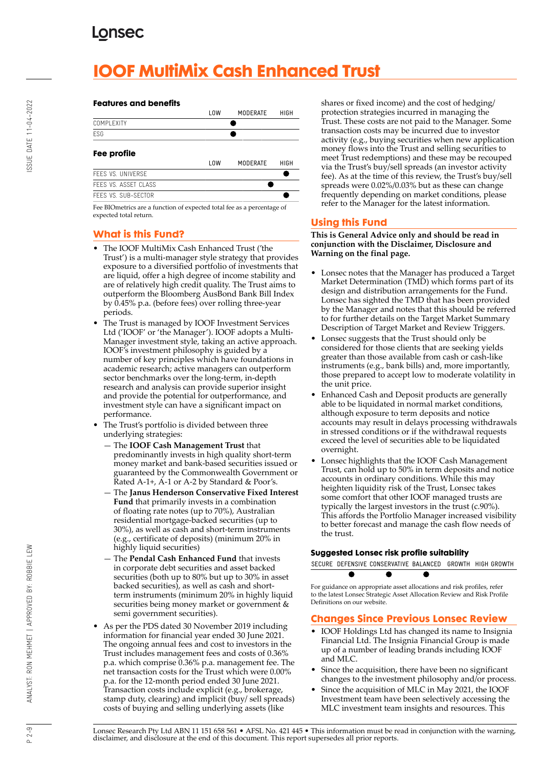# IOOF MultiMix Cash Enhanced Trust

### Features and benefits

| | LOW | MODERATE | HIGH |
|---|---|---|---|
| COMPLEXITY | | ● | |
| ESG | | ● | |

### Fee profile

| | LOW | MODERATE | HIGH |
|---|---|---|---|
| FEES VS. UNIVERSE | | | ● |
| FEES VS. ASSET CLASS | | | ● |
| FEES VS. SUB-SECTOR | | | ● |

Fee BIOmetrics are a function of expected total fee as a percentage of expected total return.

## What is this Fund?

- The IOOF MultiMix Cash Enhanced Trust ('the Trust') is a multi-manager style strategy that provides exposure to a diversified portfolio of investments that are liquid, offer a high degree of income stability and are of relatively high credit quality. The Trust aims to outperform the Bloomberg AusBond Bank Bill Index by 0.45% p.a. (before fees) over rolling three-year periods.
- The Trust is managed by IOOF Investment Services Ltd ('IOOF' or 'the Manager'). IOOF adopts a Multi-Manager investment style, taking an active approach. IOOF's investment philosophy is guided by a number of key principles which have foundations in academic research; active managers can outperform sector benchmarks over the long-term, in-depth research and analysis can provide superior insight and provide the potential for outperformance, and investment style can have a significant impact on performance.
- The Trust's portfolio is divided between three underlying strategies:
  - The **IOOF Cash Management Trust** that predominantly invests in high quality short-term money market and bank-based securities issued or guaranteed by the Commonwealth Government or Rated A-1+, A-1 or A-2 by Standard & Poor's.
  - The **Janus Henderson Conservative Fixed Interest Fund** that primarily invests in a combination of floating rate notes (up to 70%), Australian residential mortgage-backed securities (up to 30%), as well as cash and short-term instruments (e.g., certificate of deposits) (minimum 20% in highly liquid securities)
  - The **Pendal Cash Enhanced Fund** that invests in corporate debt securities and asset backed securities (both up to 80% but up to 30% in asset backed securities), as well as cash and short-term instruments (minimum 20% in highly liquid securities being money market or government & semi government securities).
- As per the PDS dated 30 November 2019 including information for financial year ended 30 June 2021. The ongoing annual fees and cost to investors in the Trust includes management fees and costs of 0.36% p.a. which comprise 0.36% p.a. management fee. The net transaction costs for the Trust which were 0.00% p.a. for the 12-month period ended 30 June 2021. Transaction costs include explicit (e.g., brokerage, stamp duty, clearing) and implicit (buy/ sell spreads) costs of buying and selling underlying assets (like shares or fixed income) and the cost of hedging/ protection strategies incurred in managing the Trust. These costs are not paid to the Manager. Some transaction costs may be incurred due to investor activity (e.g., buying securities when new application money flows into the Trust and selling securities to meet Trust redemptions) and these may be recouped via the Trust's buy/sell spreads (an investor activity fee). As at the time of this review, the Trust's buy/sell spreads were 0.02%/0.03% but as these can change frequently depending on market conditions, please refer to the Manager for the latest information.

## Using this Fund

**This is General Advice only and should be read in conjunction with the Disclaimer, Disclosure and Warning on the final page.**

- Lonsec notes that the Manager has produced a Target Market Determination (TMD) which forms part of its design and distribution arrangements for the Fund. Lonsec has sighted the TMD that has been provided by the Manager and notes that this should be referred to for further details on the Target Market Summary Description of Target Market and Review Triggers.
- Lonsec suggests that the Trust should only be considered for those clients that are seeking yields greater than those available from cash or cash-like instruments (e.g., bank bills) and, more importantly, those prepared to accept low to moderate volatility in the unit price.
- Enhanced Cash and Deposit products are generally able to be liquidated in normal market conditions, although exposure to term deposits and notice accounts may result in delays processing withdrawals in stressed conditions or if the withdrawal requests exceed the level of securities able to be liquidated overnight.
- Lonsec highlights that the IOOF Cash Management Trust, can hold up to 50% in term deposits and notice accounts in ordinary conditions. While this may heighten liquidity risk of the Trust, Lonsec takes some comfort that other IOOF managed trusts are typically the largest investors in the trust (c.90%). This affords the Portfolio Manager increased visibility to better forecast and manage the cash flow needs of the trust.

### Suggested Lonsec risk profile suitability

| SECURE | DEFENSIVE | CONSERVATIVE | BALANCED | GROWTH | HIGH GROWTH |
|---|---|---|---|---|---|
| | ● | ● | ● | | |

For guidance on appropriate asset allocations and risk profiles, refer to the latest Lonsec Strategic Asset Allocation Review and Risk Profile Definitions on our website.

## Changes Since Previous Lonsec Review

- IOOF Holdings Ltd has changed its name to Insignia Financial Ltd. The Insignia Financial Group is made up of a number of leading brands including IOOF and MLC.
- Since the acquisition, there have been no significant changes to the investment philosophy and/or process.
- Since the acquisition of MLC in May 2021, the IOOF Investment team have been selectively accessing the MLC investment team insights and resources. This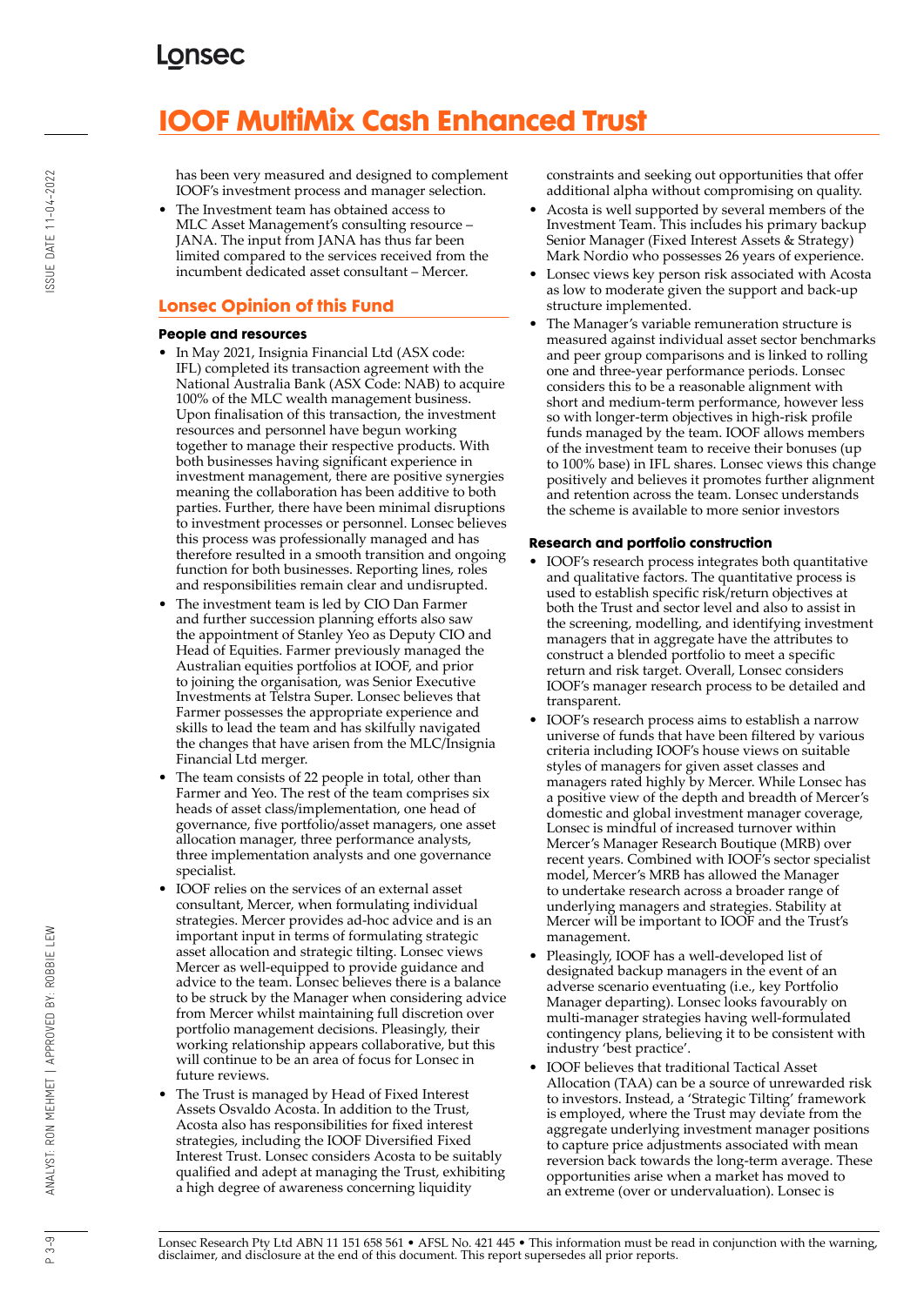has been very measured and designed to complement IOOF's investment process and manager selection.

- The Investment team has obtained access to MLC Asset Management's consulting resource – JANA. The input from JANA has thus far been limited compared to the services received from the incumbent dedicated asset consultant – Mercer.

## Lonsec Opinion of this Fund

### People and resources

- In May 2021, Insignia Financial Ltd (ASX code: IFL) completed its transaction agreement with the National Australia Bank (ASX Code: NAB) to acquire 100% of the MLC wealth management business. Upon finalisation of this transaction, the investment resources and personnel have begun working together to manage their respective products. With both businesses having significant experience in investment management, there are positive synergies meaning the collaboration has been additive to both parties. Further, there have been minimal disruptions to investment processes or personnel. Lonsec believes this process was professionally managed and has therefore resulted in a smooth transition and ongoing function for both businesses. Reporting lines, roles and responsibilities remain clear and undisrupted.
- The investment team is led by CIO Dan Farmer and further succession planning efforts also saw the appointment of Stanley Yeo as Deputy CIO and Head of Equities. Farmer previously managed the Australian equities portfolios at IOOF, and prior to joining the organisation, was Senior Executive Investments at Telstra Super. Lonsec believes that Farmer possesses the appropriate experience and skills to lead the team and has skilfully navigated the changes that have arisen from the MLC/Insignia Financial Ltd merger.
- The team consists of 22 people in total, other than Farmer and Yeo. The rest of the team comprises six heads of asset class/implementation, one head of governance, five portfolio/asset managers, one asset allocation manager, three performance analysts, three implementation analysts and one governance specialist.
- IOOF relies on the services of an external asset consultant, Mercer, when formulating individual strategies. Mercer provides ad-hoc advice and is an important input in terms of formulating strategic asset allocation and strategic tilting. Lonsec views Mercer as well-equipped to provide guidance and advice to the team. Lonsec believes there is a balance to be struck by the Manager when considering advice from Mercer whilst maintaining full discretion over portfolio management decisions. Pleasingly, their working relationship appears collaborative, but this will continue to be an area of focus for Lonsec in future reviews.
- The Trust is managed by Head of Fixed Interest Assets Osvaldo Acosta. In addition to the Trust, Acosta also has responsibilities for fixed interest strategies, including the IOOF Diversified Fixed Interest Trust. Lonsec considers Acosta to be suitably qualified and adept at managing the Trust, exhibiting a high degree of awareness concerning liquidity constraints and seeking out opportunities that offer additional alpha without compromising on quality.
- Acosta is well supported by several members of the Investment Team. This includes his primary backup Senior Manager (Fixed Interest Assets & Strategy) Mark Nordio who possesses 26 years of experience.
- Lonsec views key person risk associated with Acosta as low to moderate given the support and back-up structure implemented.
- The Manager's variable remuneration structure is measured against individual asset sector benchmarks and peer group comparisons and is linked to rolling one and three-year performance periods. Lonsec considers this to be a reasonable alignment with short and medium-term performance, however less so with longer-term objectives in high-risk profile funds managed by the team. IOOF allows members of the investment team to receive their bonuses (up to 100% base) in IFL shares. Lonsec views this change positively and believes it promotes further alignment and retention across the team. Lonsec understands the scheme is available to more senior investors

### Research and portfolio construction

- IOOF's research process integrates both quantitative and qualitative factors. The quantitative process is used to establish specific risk/return objectives at both the Trust and sector level and also to assist in the screening, modelling, and identifying investment managers that in aggregate have the attributes to construct a blended portfolio to meet a specific return and risk target. Overall, Lonsec considers IOOF's manager research process to be detailed and transparent.
- IOOF's research process aims to establish a narrow universe of funds that have been filtered by various criteria including IOOF's house views on suitable styles of managers for given asset classes and managers rated highly by Mercer. While Lonsec has a positive view of the depth and breadth of Mercer's domestic and global investment manager coverage, Lonsec is mindful of increased turnover within Mercer's Manager Research Boutique (MRB) over recent years. Combined with IOOF's sector specialist model, Mercer's MRB has allowed the Manager to undertake research across a broader range of underlying managers and strategies. Stability at Mercer will be important to IOOF and the Trust's management.
- Pleasingly, IOOF has a well-developed list of designated backup managers in the event of an adverse scenario eventuating (i.e., key Portfolio Manager departing). Lonsec looks favourably on multi-manager strategies having well-formulated contingency plans, believing it to be consistent with industry 'best practice'.
- IOOF believes that traditional Tactical Asset Allocation (TAA) can be a source of unrewarded risk to investors. Instead, a 'Strategic Tilting' framework is employed, where the Trust may deviate from the aggregate underlying investment manager positions to capture price adjustments associated with mean reversion back towards the long-term average. These opportunities arise when a market has moved to an extreme (over or undervaluation). Lonsec is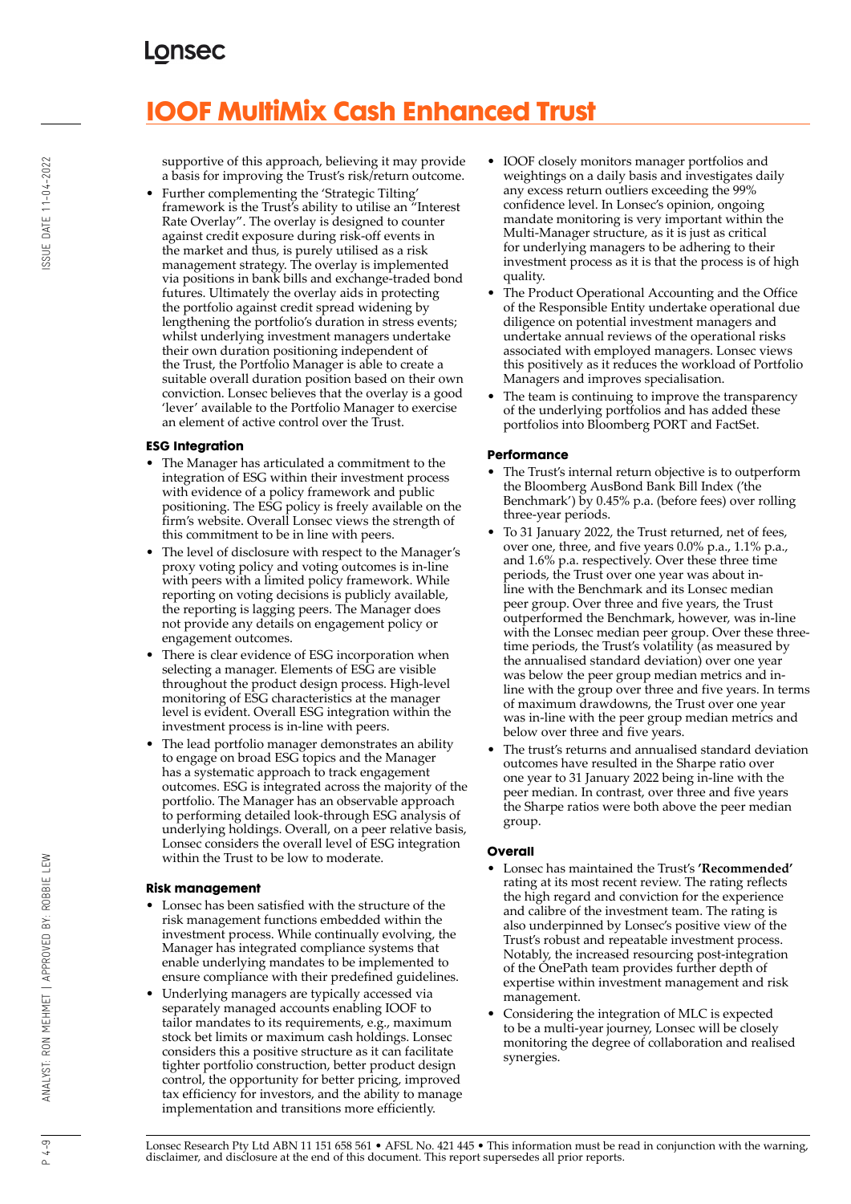# IOOF MultiMix Cash Enhanced Trust

supportive of this approach, believing it may provide a basis for improving the Trust's risk/return outcome.

- Further complementing the 'Strategic Tilting' framework is the Trust's ability to utilise an "Interest Rate Overlay". The overlay is designed to counter against credit exposure during risk-off events in the market and thus, is purely utilised as a risk management strategy. The overlay is implemented via positions in bank bills and exchange-traded bond futures. Ultimately the overlay aids in protecting the portfolio against credit spread widening by lengthening the portfolio's duration in stress events; whilst underlying investment managers undertake their own duration positioning independent of the Trust, the Portfolio Manager is able to create a suitable overall duration position based on their own conviction. Lonsec believes that the overlay is a good 'lever' available to the Portfolio Manager to exercise an element of active control over the Trust.

### ESG Integration

- The Manager has articulated a commitment to the integration of ESG within their investment process with evidence of a policy framework and public positioning. The ESG policy is freely available on the firm's website. Overall Lonsec views the strength of this commitment to be in line with peers.
- The level of disclosure with respect to the Manager's proxy voting policy and voting outcomes is in-line with peers with a limited policy framework. While reporting on voting decisions is publicly available, the reporting is lagging peers. The Manager does not provide any details on engagement policy or engagement outcomes.
- There is clear evidence of ESG incorporation when selecting a manager. Elements of ESG are visible throughout the product design process. High-level monitoring of ESG characteristics at the manager level is evident. Overall ESG integration within the investment process is in-line with peers.
- The lead portfolio manager demonstrates an ability to engage on broad ESG topics and the Manager has a systematic approach to track engagement outcomes. ESG is integrated across the majority of the portfolio. The Manager has an observable approach to performing detailed look-through ESG analysis of underlying holdings. Overall, on a peer relative basis, Lonsec considers the overall level of ESG integration within the Trust to be low to moderate.

### Risk management

- Lonsec has been satisfied with the structure of the risk management functions embedded within the investment process. While continually evolving, the Manager has integrated compliance systems that enable underlying mandates to be implemented to ensure compliance with their predefined guidelines.
- Underlying managers are typically accessed via separately managed accounts enabling IOOF to tailor mandates to its requirements, e.g., maximum stock bet limits or maximum cash holdings. Lonsec considers this a positive structure as it can facilitate tighter portfolio construction, better product design control, the opportunity for better pricing, improved tax efficiency for investors, and the ability to manage implementation and transitions more efficiently.
- IOOF closely monitors manager portfolios and weightings on a daily basis and investigates daily any excess return outliers exceeding the 99% confidence level. In Lonsec's opinion, ongoing mandate monitoring is very important within the Multi-Manager structure, as it is just as critical for underlying managers to be adhering to their investment process as it is that the process is of high quality.
- The Product Operational Accounting and the Office of the Responsible Entity undertake operational due diligence on potential investment managers and undertake annual reviews of the operational risks associated with employed managers. Lonsec views this positively as it reduces the workload of Portfolio Managers and improves specialisation.
- The team is continuing to improve the transparency of the underlying portfolios and has added these portfolios into Bloomberg PORT and FactSet.

### Performance

- The Trust's internal return objective is to outperform the Bloomberg AusBond Bank Bill Index ('the Benchmark') by 0.45% p.a. (before fees) over rolling three-year periods.
- To 31 January 2022, the Trust returned, net of fees, over one, three, and five years 0.0% p.a., 1.1% p.a., and 1.6% p.a. respectively. Over these three time periods, the Trust over one year was about in-line with the Benchmark and its Lonsec median peer group. Over three and five years, the Trust outperformed the Benchmark, however, was in-line with the Lonsec median peer group. Over these three-time periods, the Trust's volatility (as measured by the annualised standard deviation) over one year was below the peer group median metrics and in-line with the group over three and five years. In terms of maximum drawdowns, the Trust over one year was in-line with the peer group median metrics and below over three and five years.
- The trust's returns and annualised standard deviation outcomes have resulted in the Sharpe ratio over one year to 31 January 2022 being in-line with the peer median. In contrast, over three and five years the Sharpe ratios were both above the peer median group.

### Overall

- Lonsec has maintained the Trust's **'Recommended'** rating at its most recent review. The rating reflects the high regard and conviction for the experience and calibre of the investment team. The rating is also underpinned by Lonsec's positive view of the Trust's robust and repeatable investment process. Notably, the increased resourcing post-integration of the OnePath team provides further depth of expertise within investment management and risk management.
- Considering the integration of MLC is expected to be a multi-year journey, Lonsec will be closely monitoring the degree of collaboration and realised synergies.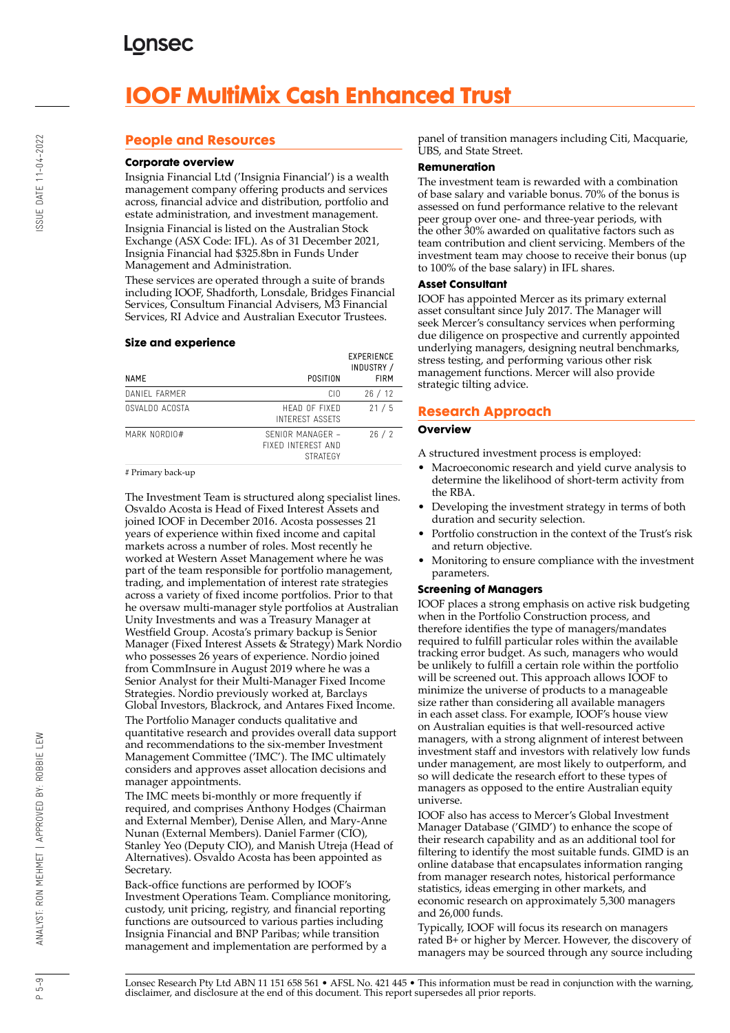# IOOF MultiMix Cash Enhanced Trust

## People and Resources

### Corporate overview

Insignia Financial Ltd ('Insignia Financial') is a wealth management company offering products and services across, financial advice and distribution, portfolio and estate administration, and investment management.

Insignia Financial is listed on the Australian Stock Exchange (ASX Code: IFL). As of 31 December 2021, Insignia Financial had $325.8bn in Funds Under Management and Administration.

These services are operated through a suite of brands including IOOF, Shadforth, Lonsdale, Bridges Financial Services, Consultum Financial Advisers, M3 Financial Services, RI Advice and Australian Executor Trustees.

### Size and experience

| NAME | POSITION | EXPERIENCE INDUSTRY / FIRM |
|---|---|---|
| DANIEL FARMER | CIO | 26 / 12 |
| OSVALDO ACOSTA | HEAD OF FIXED INTEREST ASSETS | 21 / 5 |
| MARK NORDIO# | SENIOR MANAGER – FIXED INTEREST AND STRATEGY | 26 / 2 |

# Primary back-up

The Investment Team is structured along specialist lines. Osvaldo Acosta is Head of Fixed Interest Assets and joined IOOF in December 2016. Acosta possesses 21 years of experience within fixed income and capital markets across a number of roles. Most recently he worked at Western Asset Management where he was part of the team responsible for portfolio management, trading, and implementation of interest rate strategies across a variety of fixed income portfolios. Prior to that he oversaw multi-manager style portfolios at Australian Unity Investments and was a Treasury Manager at Westfield Group. Acosta's primary backup is Senior Manager (Fixed Interest Assets & Strategy) Mark Nordio who possesses 26 years of experience. Nordio joined from CommInsure in August 2019 where he was a Senior Analyst for their Multi-Manager Fixed Income Strategies. Nordio previously worked at, Barclays Global Investors, Blackrock, and Antares Fixed Income.

The Portfolio Manager conducts qualitative and quantitative research and provides overall data support and recommendations to the six-member Investment Management Committee ('IMC'). The IMC ultimately considers and approves asset allocation decisions and manager appointments.

The IMC meets bi-monthly or more frequently if required, and comprises Anthony Hodges (Chairman and External Member), Denise Allen, and Mary-Anne Nunan (External Members). Daniel Farmer (CIO), Stanley Yeo (Deputy CIO), and Manish Utreja (Head of Alternatives). Osvaldo Acosta has been appointed as Secretary.

Back-office functions are performed by IOOF's Investment Operations Team. Compliance monitoring, custody, unit pricing, registry, and financial reporting functions are outsourced to various parties including Insignia Financial and BNP Paribas; while transition management and implementation are performed by a panel of transition managers including Citi, Macquarie, UBS, and State Street.

### Remuneration

The investment team is rewarded with a combination of base salary and variable bonus. 70% of the bonus is assessed on fund performance relative to the relevant peer group over one- and three-year periods, with the other 30% awarded on qualitative factors such as team contribution and client servicing. Members of the investment team may choose to receive their bonus (up to 100% of the base salary) in IFL shares.

### Asset Consultant

IOOF has appointed Mercer as its primary external asset consultant since July 2017. The Manager will seek Mercer's consultancy services when performing due diligence on prospective and currently appointed underlying managers, designing neutral benchmarks, stress testing, and performing various other risk management functions. Mercer will also provide strategic tilting advice.

## Research Approach

### Overview

A structured investment process is employed:

- Macroeconomic research and yield curve analysis to determine the likelihood of short-term activity from the RBA.
- Developing the investment strategy in terms of both duration and security selection.
- Portfolio construction in the context of the Trust's risk and return objective.
- Monitoring to ensure compliance with the investment parameters.

### Screening of Managers

IOOF places a strong emphasis on active risk budgeting when in the Portfolio Construction process, and therefore identifies the type of managers/mandates required to fulfill particular roles within the available tracking error budget. As such, managers who would be unlikely to fulfill a certain role within the portfolio will be screened out. This approach allows IOOF to minimize the universe of products to a manageable size rather than considering all available managers in each asset class. For example, IOOF's house view on Australian equities is that well-resourced active managers, with a strong alignment of interest between investment staff and investors with relatively low funds under management, are most likely to outperform, and so will dedicate the research effort to these types of managers as opposed to the entire Australian equity universe.

IOOF also has access to Mercer's Global Investment Manager Database ('GIMD') to enhance the scope of their research capability and as an additional tool for filtering to identify the most suitable funds. GIMD is an online database that encapsulates information ranging from manager research notes, historical performance statistics, ideas emerging in other markets, and economic research on approximately 5,300 managers and 26,000 funds.

Typically, IOOF will focus its research on managers rated B+ or higher by Mercer. However, the discovery of managers may be sourced through any source including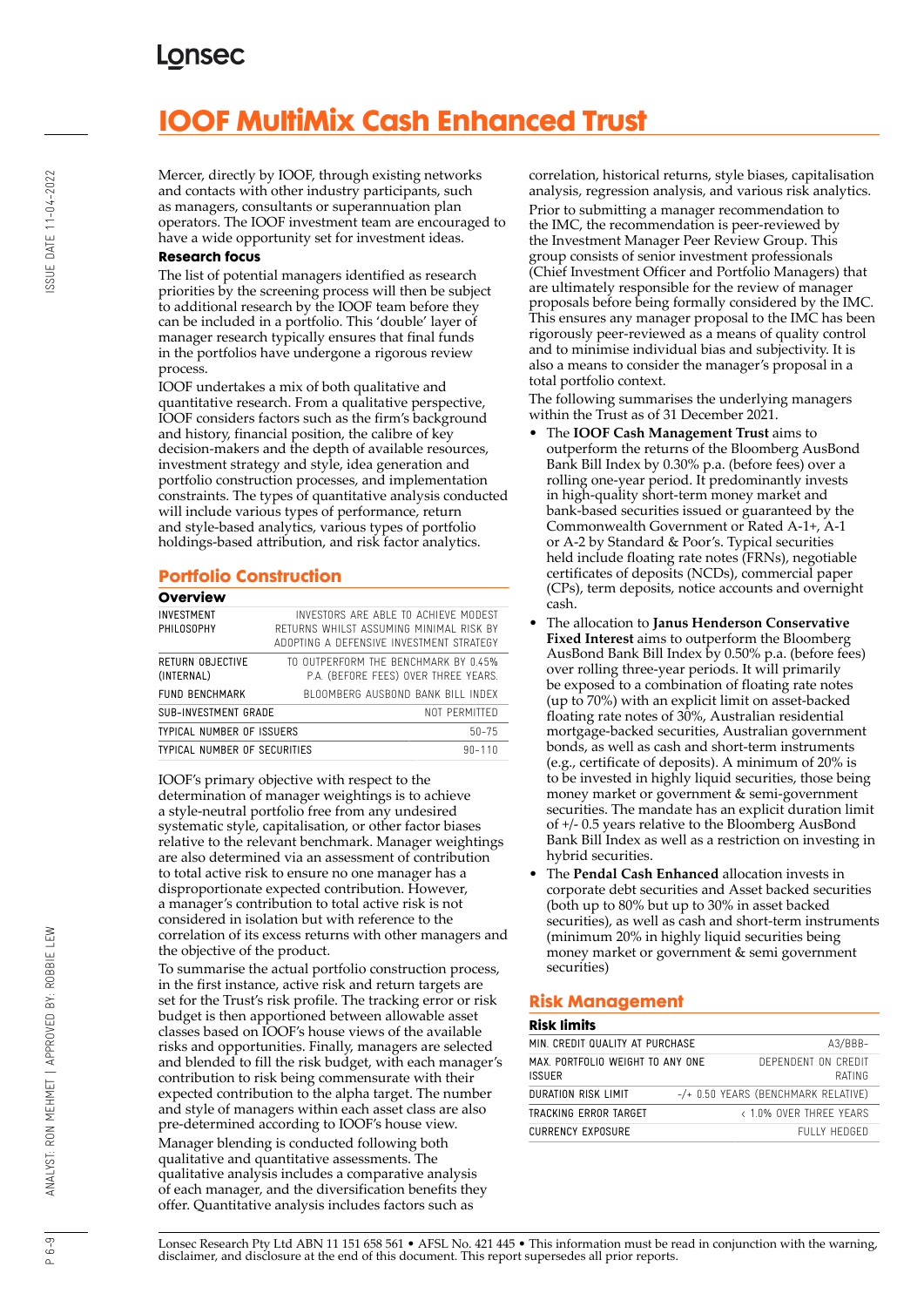# IOOF MultiMix Cash Enhanced Trust

Mercer, directly by IOOF, through existing networks and contacts with other industry participants, such as managers, consultants or superannuation plan operators. The IOOF investment team are encouraged to have a wide opportunity set for investment ideas.

**Research focus**

The list of potential managers identified as research priorities by the screening process will then be subject to additional research by the IOOF team before they can be included in a portfolio. This 'double' layer of manager research typically ensures that final funds in the portfolios have undergone a rigorous review process.

IOOF undertakes a mix of both qualitative and quantitative research. From a qualitative perspective, IOOF considers factors such as the firm's background and history, financial position, the calibre of key decision-makers and the depth of available resources, investment strategy and style, idea generation and portfolio construction processes, and implementation constraints. The types of quantitative analysis conducted will include various types of performance, return and style-based analytics, various types of portfolio holdings-based attribution, and risk factor analytics.

## Portfolio Construction

**Overview**

| | |
|---|---|
| INVESTMENT PHILOSOPHY | INVESTORS ARE ABLE TO ACHIEVE MODEST RETURNS WHILST ASSUMING MINIMAL RISK BY ADOPTING A DEFENSIVE INVESTMENT STRATEGY |
| RETURN OBJECTIVE (INTERNAL) | TO OUTPERFORM THE BENCHMARK BY 0.45% P.A. (BEFORE FEES) OVER THREE YEARS. |
| FUND BENCHMARK | BLOOMBERG AUSBOND BANK BILL INDEX |
| SUB-INVESTMENT GRADE | NOT PERMITTED |
| TYPICAL NUMBER OF ISSUERS | 50-75 |
| TYPICAL NUMBER OF SECURITIES | 90-110 |

IOOF's primary objective with respect to the determination of manager weightings is to achieve a style-neutral portfolio free from any undesired systematic style, capitalisation, or other factor biases relative to the relevant benchmark. Manager weightings are also determined via an assessment of contribution to total active risk to ensure no one manager has a disproportionate expected contribution. However, a manager's contribution to total active risk is not considered in isolation but with reference to the correlation of its excess returns with other managers and the objective of the product.

To summarise the actual portfolio construction process, in the first instance, active risk and return targets are set for the Trust's risk profile. The tracking error or risk budget is then apportioned between allowable asset classes based on IOOF's house views of the available risks and opportunities. Finally, managers are selected and blended to fill the risk budget, with each manager's contribution to risk being commensurate with their expected contribution to the alpha target. The number and style of managers within each asset class are also pre-determined according to IOOF's house view.

Manager blending is conducted following both qualitative and quantitative assessments. The qualitative analysis includes a comparative analysis of each manager, and the diversification benefits they offer. Quantitative analysis includes factors such as correlation, historical returns, style biases, capitalisation analysis, regression analysis, and various risk analytics.

Prior to submitting a manager recommendation to the IMC, the recommendation is peer-reviewed by the Investment Manager Peer Review Group. This group consists of senior investment professionals (Chief Investment Officer and Portfolio Managers) that are ultimately responsible for the review of manager proposals before being formally considered by the IMC. This ensures any manager proposal to the IMC has been rigorously peer-reviewed as a means of quality control and to minimise individual bias and subjectivity. It is also a means to consider the manager's proposal in a total portfolio context.

The following summarises the underlying managers within the Trust as of 31 December 2021.

- The **IOOF Cash Management Trust** aims to outperform the returns of the Bloomberg AusBond Bank Bill Index by 0.30% p.a. (before fees) over a rolling one-year period. It predominantly invests in high-quality short-term money market and bank-based securities issued or guaranteed by the Commonwealth Government or Rated A-1+, A-1 or A-2 by Standard & Poor's. Typical securities held include floating rate notes (FRNs), negotiable certificates of deposits (NCDs), commercial paper (CPs), term deposits, notice accounts and overnight cash.
- The allocation to **Janus Henderson Conservative Fixed Interest** aims to outperform the Bloomberg AusBond Bank Bill Index by 0.50% p.a. (before fees) over rolling three-year periods. It will primarily be exposed to a combination of floating rate notes (up to 70%) with an explicit limit on asset-backed floating rate notes of 30%, Australian residential mortgage-backed securities, Australian government bonds, as well as cash and short-term instruments (e.g., certificate of deposits). A minimum of 20% is to be invested in highly liquid securities, those being money market or government & semi-government securities. The mandate has an explicit duration limit of +/- 0.5 years relative to the Bloomberg AusBond Bank Bill Index as well as a restriction on investing in hybrid securities.
- The **Pendal Cash Enhanced** allocation invests in corporate debt securities and Asset backed securities (both up to 80% but up to 30% in asset backed securities), as well as cash and short-term instruments (minimum 20% in highly liquid securities being money market or government & semi government securities)

## Risk Management

**Risk limits**

| | |
|---|---|
| MIN. CREDIT QUALITY AT PURCHASE | A3/BBB- |
| MAX. PORTFOLIO WEIGHT TO ANY ONE ISSUER | DEPENDENT ON CREDIT RATING |
| DURATION RISK LIMIT | -/+ 0.50 YEARS (BENCHMARK RELATIVE) |
| TRACKING ERROR TARGET | < 1.0% OVER THREE YEARS |
| CURRENCY EXPOSURE | FULLY HEDGED |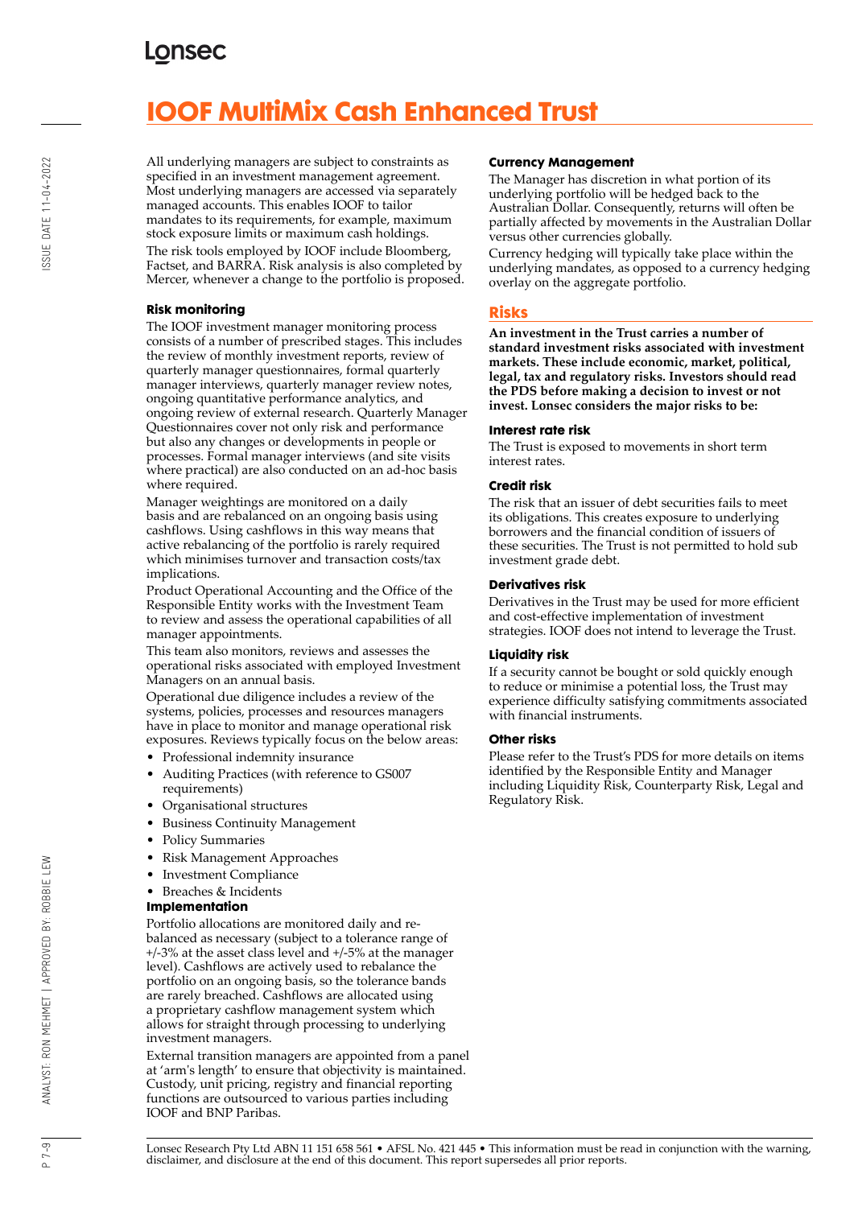# IOOF MultiMix Cash Enhanced Trust

All underlying managers are subject to constraints as specified in an investment management agreement. Most underlying managers are accessed via separately managed accounts. This enables IOOF to tailor mandates to its requirements, for example, maximum stock exposure limits or maximum cash holdings.

The risk tools employed by IOOF include Bloomberg, Factset, and BARRA. Risk analysis is also completed by Mercer, whenever a change to the portfolio is proposed.

### Risk monitoring

The IOOF investment manager monitoring process consists of a number of prescribed stages. This includes the review of monthly investment reports, review of quarterly manager questionnaires, formal quarterly manager interviews, quarterly manager review notes, ongoing quantitative performance analytics, and ongoing review of external research. Quarterly Manager Questionnaires cover not only risk and performance but also any changes or developments in people or processes. Formal manager interviews (and site visits where practical) are also conducted on an ad-hoc basis where required.

Manager weightings are monitored on a daily basis and are rebalanced on an ongoing basis using cashflows. Using cashflows in this way means that active rebalancing of the portfolio is rarely required which minimises turnover and transaction costs/tax implications.

Product Operational Accounting and the Office of the Responsible Entity works with the Investment Team to review and assess the operational capabilities of all manager appointments.

This team also monitors, reviews and assesses the operational risks associated with employed Investment Managers on an annual basis.

Operational due diligence includes a review of the systems, policies, processes and resources managers have in place to monitor and manage operational risk exposures. Reviews typically focus on the below areas:

- Professional indemnity insurance
- Auditing Practices (with reference to GS007 requirements)
- Organisational structures
- Business Continuity Management
- Policy Summaries
- Risk Management Approaches
- Investment Compliance
- Breaches & Incidents

### Implementation

Portfolio allocations are monitored daily and re-balanced as necessary (subject to a tolerance range of +/-3% at the asset class level and +/-5% at the manager level). Cashflows are actively used to rebalance the portfolio on an ongoing basis, so the tolerance bands are rarely breached. Cashflows are allocated using a proprietary cashflow management system which allows for straight through processing to underlying investment managers.

External transition managers are appointed from a panel at 'arm's length' to ensure that objectivity is maintained. Custody, unit pricing, registry and financial reporting functions are outsourced to various parties including IOOF and BNP Paribas.

### Currency Management

The Manager has discretion in what portion of its underlying portfolio will be hedged back to the Australian Dollar. Consequently, returns will often be partially affected by movements in the Australian Dollar versus other currencies globally.

Currency hedging will typically take place within the underlying mandates, as opposed to a currency hedging overlay on the aggregate portfolio.

## Risks

**An investment in the Trust carries a number of standard investment risks associated with investment markets. These include economic, market, political, legal, tax and regulatory risks. Investors should read the PDS before making a decision to invest or not invest. Lonsec considers the major risks to be:**

### Interest rate risk

The Trust is exposed to movements in short term interest rates.

### Credit risk

The risk that an issuer of debt securities fails to meet its obligations. This creates exposure to underlying borrowers and the financial condition of issuers of these securities. The Trust is not permitted to hold sub investment grade debt.

### Derivatives risk

Derivatives in the Trust may be used for more efficient and cost-effective implementation of investment strategies. IOOF does not intend to leverage the Trust.

### Liquidity risk

If a security cannot be bought or sold quickly enough to reduce or minimise a potential loss, the Trust may experience difficulty satisfying commitments associated with financial instruments.

### Other risks

Please refer to the Trust's PDS for more details on items identified by the Responsible Entity and Manager including Liquidity Risk, Counterparty Risk, Legal and Regulatory Risk.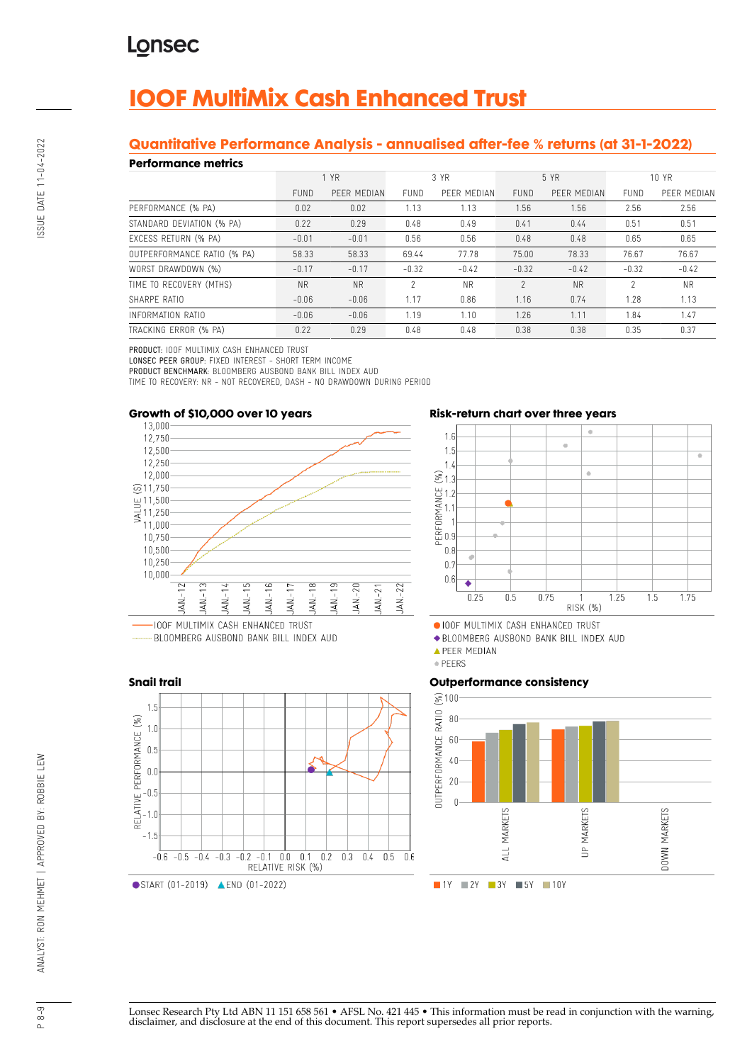Lonsec

# IOOF MultiMix Cash Enhanced Trust

## Quantitative Performance Analysis - annualised after-fee % returns (at 31-1-2022)

### Performance metrics

| | 1 YR | | 3 YR | | 5 YR | | 10 YR | |
|---|---|---|---|---|---|---|---|---|
| | FUND | PEER MEDIAN | FUND | PEER MEDIAN | FUND | PEER MEDIAN | FUND | PEER MEDIAN |
| PERFORMANCE (% PA) | 0.02 | 0.02 | 1.13 | 1.13 | 1.56 | 1.56 | 2.56 | 2.56 |
| STANDARD DEVIATION (% PA) | 0.22 | 0.29 | 0.48 | 0.49 | 0.41 | 0.44 | 0.51 | 0.51 |
| EXCESS RETURN (% PA) | -0.01 | -0.01 | 0.56 | 0.56 | 0.48 | 0.48 | 0.65 | 0.65 |
| OUTPERFORMANCE RATIO (% PA) | 58.33 | 58.33 | 69.44 | 77.78 | 75.00 | 78.33 | 76.67 | 76.67 |
| WORST DRAWDOWN (%) | -0.17 | -0.17 | -0.32 | -0.42 | -0.32 | -0.42 | -0.32 | -0.42 |
| TIME TO RECOVERY (MTHS) | NR | NR | 2 | NR | 2 | NR | 2 | NR |
| SHARPE RATIO | -0.06 | -0.06 | 1.17 | 0.86 | 1.16 | 0.74 | 1.28 | 1.13 |
| INFORMATION RATIO | -0.06 | -0.06 | 1.19 | 1.10 | 1.26 | 1.11 | 1.84 | 1.47 |
| TRACKING ERROR (% PA) | 0.22 | 0.29 | 0.48 | 0.48 | 0.38 | 0.38 | 0.35 | 0.37 |

**PRODUCT:** IOOF MULTIMIX CASH ENHANCED TRUST
**LONSEC PEER GROUP:** FIXED INTEREST - SHORT TERM INCOME
**PRODUCT BENCHMARK:** BLOOMBERG AUSBOND BANK BILL INDEX AUD
TIME TO RECOVERY: NR - NOT RECOVERED, DASH - NO DRAWDOWN DURING PERIOD

### Growth of $10,000 over 10 years

IOOF MULTIMIX CASH ENHANCED TRUST
BLOOMBERG AUSBOND BANK BILL INDEX AUD

### Risk-return chart over three years

IOOF MULTIMIX CASH ENHANCED TRUST
BLOOMBERG AUSBOND BANK BILL INDEX AUD
PEER MEDIAN
PEERS

### Snail trail

START (01-2019) END (01-2022)

### Outperformance consistency

1Y 2Y 3Y 5Y 10Y

Lonsec Research Pty Ltd ABN 11 151 658 561 • AFSL No. 421 445 • This information must be read in conjunction with the warning, disclaimer, and disclosure at the end of this document. This report supersedes all prior reports.

ISSUE DATE 11-04-2022
ANALYST: RON MEHMET | APPROVED BY: ROBBIE LEW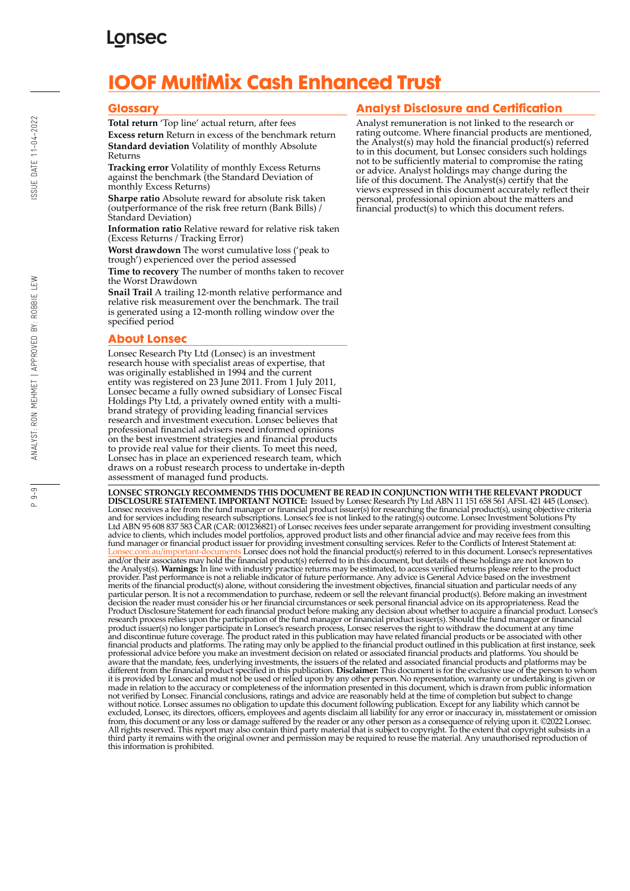# IOOF MultiMix Cash Enhanced Trust

## Glossary

**Total return** 'Top line' actual return, after fees

**Excess return** Return in excess of the benchmark return

**Standard deviation** Volatility of monthly Absolute Returns

**Tracking error** Volatility of monthly Excess Returns against the benchmark (the Standard Deviation of monthly Excess Returns)

**Sharpe ratio** Absolute reward for absolute risk taken (outperformance of the risk free return (Bank Bills) / Standard Deviation)

**Information ratio** Relative reward for relative risk taken (Excess Returns / Tracking Error)

**Worst drawdown** The worst cumulative loss ('peak to trough') experienced over the period assessed

**Time to recovery** The number of months taken to recover the Worst Drawdown

**Snail Trail** A trailing 12-month relative performance and relative risk measurement over the benchmark. The trail is generated using a 12-month rolling window over the specified period

## About Lonsec

Lonsec Research Pty Ltd (Lonsec) is an investment research house with specialist areas of expertise, that was originally established in 1994 and the current entity was registered on 23 June 2011. From 1 July 2011, Lonsec became a fully owned subsidiary of Lonsec Fiscal Holdings Pty Ltd, a privately owned entity with a multi-brand strategy of providing leading financial services research and investment execution. Lonsec believes that professional financial advisers need informed opinions on the best investment strategies and financial products to provide real value for their clients. To meet this need, Lonsec has in place an experienced research team, which draws on a robust research process to undertake in-depth assessment of managed fund products.

## Analyst Disclosure and Certification

Analyst remuneration is not linked to the research or rating outcome. Where financial products are mentioned, the Analyst(s) may hold the financial product(s) referred to in this document, but Lonsec considers such holdings not to be sufficiently material to compromise the rating or advice. Analyst holdings may change during the life of this document. The Analyst(s) certify that the views expressed in this document accurately reflect their personal, professional opinion about the matters and financial product(s) to which this document refers.

**LONSEC STRONGLY RECOMMENDS THIS DOCUMENT BE READ IN CONJUNCTION WITH THE RELEVANT PRODUCT DISCLOSURE STATEMENT. IMPORTANT NOTICE:** Issued by Lonsec Research Pty Ltd ABN 11 151 658 561 AFSL 421 445 (Lonsec). Lonsec receives a fee from the fund manager or financial product issuer(s) for researching the financial product(s), using objective criteria and for services including research subscriptions. Lonsec's fee is not linked to the rating(s) outcome. Lonsec Investment Solutions Pty Ltd ABN 95 608 837 583 CAR (CAR: 001236821) of Lonsec receives fees under separate arrangement for providing investment consulting advice to clients, which includes model portfolios, approved product lists and other financial advice and may receive fees from this fund manager or financial product issuer for providing investment consulting services. Refer to the Conflicts of Interest Statement at: Lonsec.com.au/important-documents Lonsec does not hold the financial product(s) referred to in this document. Lonsec's representatives and/or their associates may hold the financial product(s) referred to in this document, but details of these holdings are not known to the Analyst(s). **Warnings:** In line with industry practice returns may be estimated, to access verified returns please refer to the product provider. Past performance is not a reliable indicator of future performance. Any advice is General Advice based on the investment merits of the financial product(s) alone, without considering the investment objectives, financial situation and particular needs of any particular person. It is not a recommendation to purchase, redeem or sell the relevant financial product(s). Before making an investment decision the reader must consider his or her financial circumstances or seek personal financial advice on its appropriateness. Read the Product Disclosure Statement for each financial product before making any decision about whether to acquire a financial product. Lonsec's research process relies upon the participation of the fund manager or financial product issuer(s). Should the fund manager or financial product issuer(s) no longer participate in Lonsec's research process, Lonsec reserves the right to withdraw the document at any time and discontinue future coverage. The product rated in this publication may have related financial products or be associated with other financial products and platforms. The rating may only be applied to the financial product outlined in this publication at first instance, seek professional advice before you make an investment decision on related or associated financial products and platforms. You should be aware that the mandate, fees, underlying investments, the issuers of the related and associated financial products and platforms may be different from the financial product specified in this publication. **Disclaimer:** This document is for the exclusive use of the person to whom it is provided by Lonsec and must not be used or relied upon by any other person. No representation, warranty or undertaking is given or made in relation to the accuracy or completeness of the information presented in this document, which is drawn from public information not verified by Lonsec. Financial conclusions, ratings and advice are reasonably held at the time of completion but subject to change without notice. Lonsec assumes no obligation to update this document following publication. Except for any liability which cannot be excluded, Lonsec, its directors, officers, employees and agents disclaim all liability for any error or inaccuracy in, misstatement or omission from, this document or any loss or damage suffered by the reader or any other person as a consequence of relying upon it. ©2022 Lonsec. All rights reserved. This report may also contain third party material that is subject to copyright. To the extent that copyright subsists in a third party it remains with the original owner and permission may be required to reuse the material. Any unauthorised reproduction of this information is prohibited.